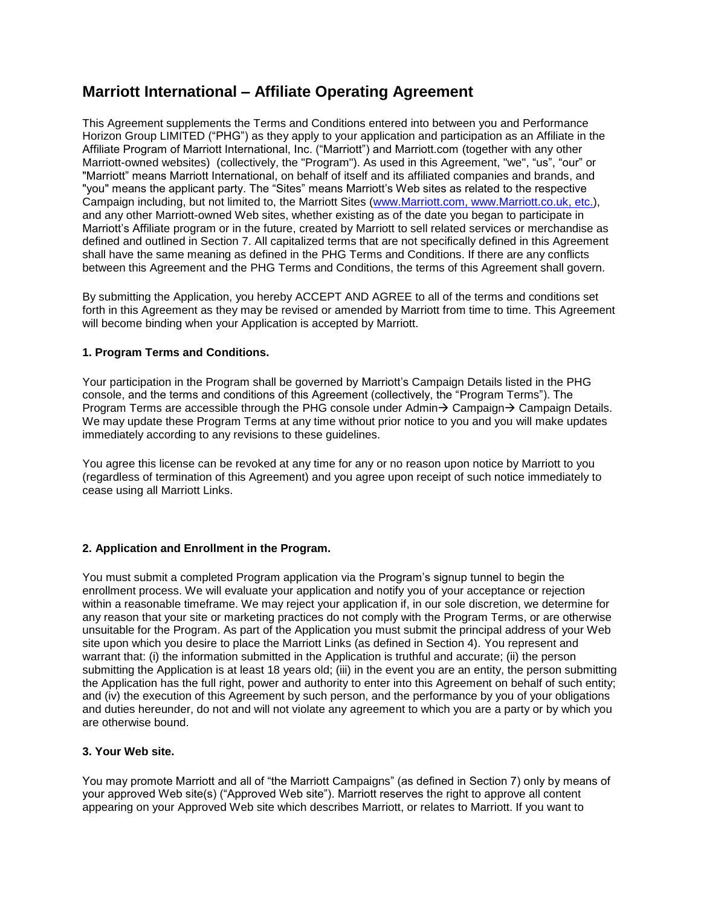# Marriott International – Affiliate Operating Agreement

This Agreement supplements the Terms and Conditions entered into between you and Performance Horizon Group LIMITED ("PHG") as they apply to your application and participation as an Affiliate in the Affiliate Program of Marriott International, Inc. ("Marriott") and Marriott.com (together with any other Marriott-owned websites) (collectively, the "Program"). As used in this Agreement, "we", "us", "our" or "Marriott" means Marriott International, on behalf of itself and its affiliated companies and brands, and "you" means the applicant party. The "Sites" means Marriott's Web sites as related to the respective Campaign including, but not limited to, the Marriott Sites (www.Marriott.com, www.Marriott.co.uk, etc.), and any other Marriott-owned Web sites, whether existing as of the date you began to participate in Marriott's Affiliate program or in the future, created by Marriott to sell related services or merchandise as defined and outlined in Section 7. All capitalized terms that are not specifically defined in this Agreement shall have the same meaning as defined in the PHG Terms and Conditions. If there are any conflicts between this Agreement and the PHG Terms and Conditions, the terms of this Agreement shall govern.

By submitting the Application, you hereby ACCEPT AND AGREE to all of the terms and conditions set forth in this Agreement as they may be revised or amended by Marriott from time to time. This Agreement will become binding when your Application is accepted by Marriott.

### 1. Program Terms and Conditions.

Your participation in the Program shall be governed by Marriott's Campaign Details listed in the PHG console, and the terms and conditions of this Agreement (collectively, the "Program Terms"). The Program Terms are accessible through the PHG console under Admin→ Campaign→ Campaign Details. We may update these Program Terms at any time without prior notice to you and you will make updates immediately according to any revisions to these guidelines.

You agree this license can be revoked at any time for any or no reason upon notice by Marriott to you (regardless of termination of this Agreement) and you agree upon receipt of such notice immediately to cease using all Marriott Links.

### 2. Application and Enrollment in the Program.

You must submit a completed Program application via the Program's signup tunnel to begin the enrollment process. We will evaluate your application and notify you of your acceptance or rejection within a reasonable timeframe. We may reject your application if, in our sole discretion, we determine for any reason that your site or marketing practices do not comply with the Program Terms, or are otherwise unsuitable for the Program. As part of the Application you must submit the principal address of your Web site upon which you desire to place the Marriott Links (as defined in Section 4). You represent and warrant that: (i) the information submitted in the Application is truthful and accurate; (ii) the person submitting the Application is at least 18 years old; (iii) in the event you are an entity, the person submitting the Application has the full right, power and authority to enter into this Agreement on behalf of such entity; and (iv) the execution of this Agreement by such person, and the performance by you of your obligations and duties hereunder, do not and will not violate any agreement to which you are a party or by which you are otherwise bound.

### 3. Your Web site.

You may promote Marriott and all of "the Marriott Campaigns" (as defined in Section 7) only by means of your approved Web site(s) ("Approved Web site"). Marriott reserves the right to approve all content appearing on your Approved Web site which describes Marriott, or relates to Marriott. If you want to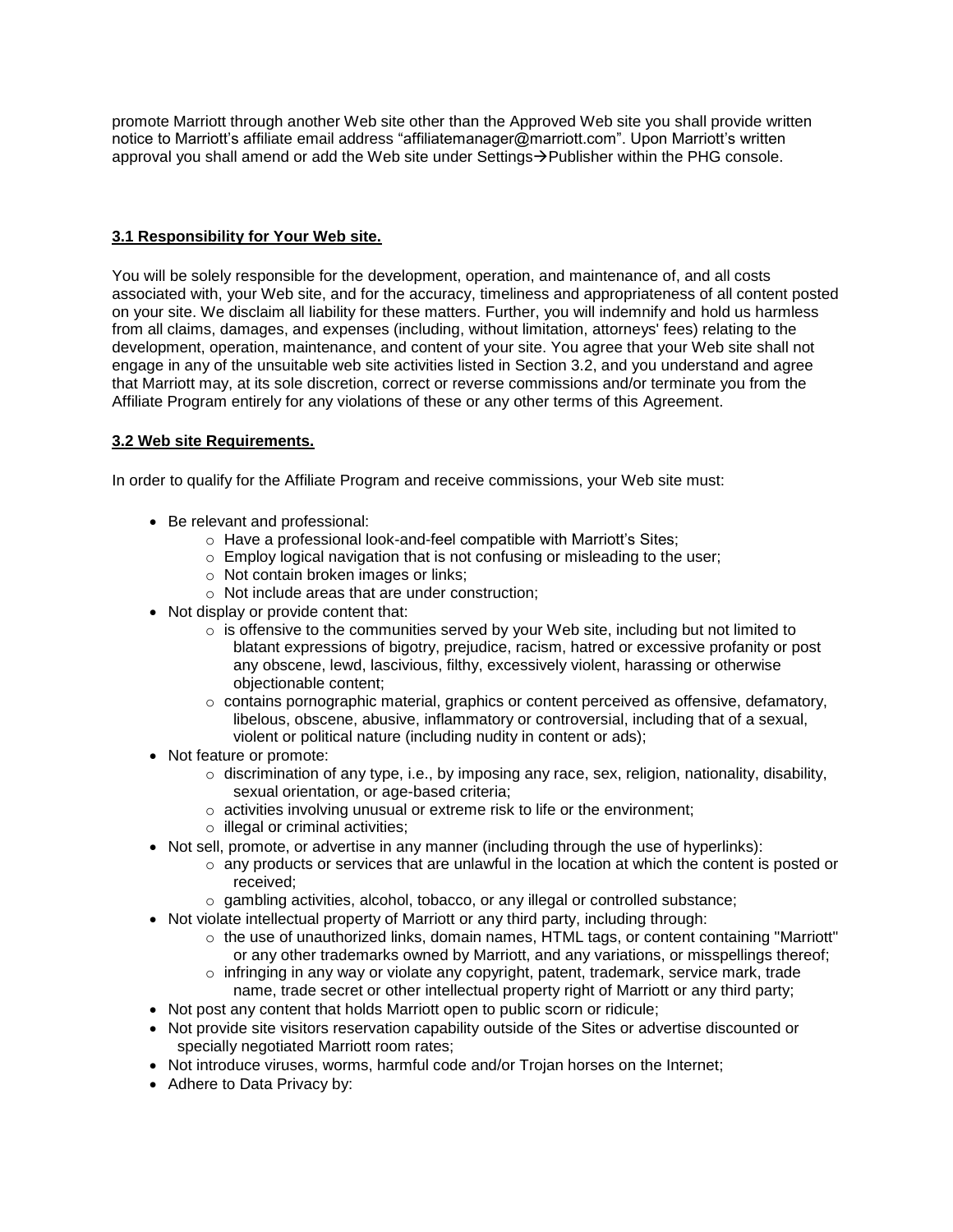promote Marriott through another Web site other than the Approved Web site you shall provide written notice to Marriott's affiliate email address "affiliatemanager@marriott.com". Upon Marriott's written approval you shall amend or add the Web site under Settings→Publisher within the PHG console.

**3.1 Responsibility for Your Web site.**

You will be solely responsible for the development, operation, and maintenance of, and all costs associated with, your Web site, and for the accuracy, timeliness and appropriateness of all content posted on your site. We disclaim all liability for these matters. Further, you will indemnify and hold us harmless from all claims, damages, and expenses (including, without limitation, attorneys' fees) relating to the development, operation, maintenance, and content of your site. You agree that your Web site shall not engage in any of the unsuitable web site activities listed in Section 3.2, and you understand and agree that Marriott may, at its sole discretion, correct or reverse commissions and/or terminate you from the Affiliate Program entirely for any violations of these or any other terms of this Agreement.

**3.2 Web site Requirements.**

In order to qualify for the Affiliate Program and receive commissions, your Web site must:

- Be relevant and professional:
  - Have a professional look-and-feel compatible with Marriott's Sites;
  - Employ logical navigation that is not confusing or misleading to the user;
  - Not contain broken images or links;
  - Not include areas that are under construction;
- Not display or provide content that:
  - is offensive to the communities served by your Web site, including but not limited to blatant expressions of bigotry, prejudice, racism, hatred or excessive profanity or post any obscene, lewd, lascivious, filthy, excessively violent, harassing or otherwise objectionable content;
  - contains pornographic material, graphics or content perceived as offensive, defamatory, libelous, obscene, abusive, inflammatory or controversial, including that of a sexual, violent or political nature (including nudity in content or ads);
- Not feature or promote:
  - discrimination of any type, i.e., by imposing any race, sex, religion, nationality, disability, sexual orientation, or age-based criteria;
  - activities involving unusual or extreme risk to life or the environment;
  - illegal or criminal activities;
- Not sell, promote, or advertise in any manner (including through the use of hyperlinks):
  - any products or services that are unlawful in the location at which the content is posted or received;
  - gambling activities, alcohol, tobacco, or any illegal or controlled substance;
- Not violate intellectual property of Marriott or any third party, including through:
  - the use of unauthorized links, domain names, HTML tags, or content containing "Marriott" or any other trademarks owned by Marriott, and any variations, or misspellings thereof;
  - infringing in any way or violate any copyright, patent, trademark, service mark, trade name, trade secret or other intellectual property right of Marriott or any third party;
- Not post any content that holds Marriott open to public scorn or ridicule;
- Not provide site visitors reservation capability outside of the Sites or advertise discounted or specially negotiated Marriott room rates;
- Not introduce viruses, worms, harmful code and/or Trojan horses on the Internet;
- Adhere to Data Privacy by: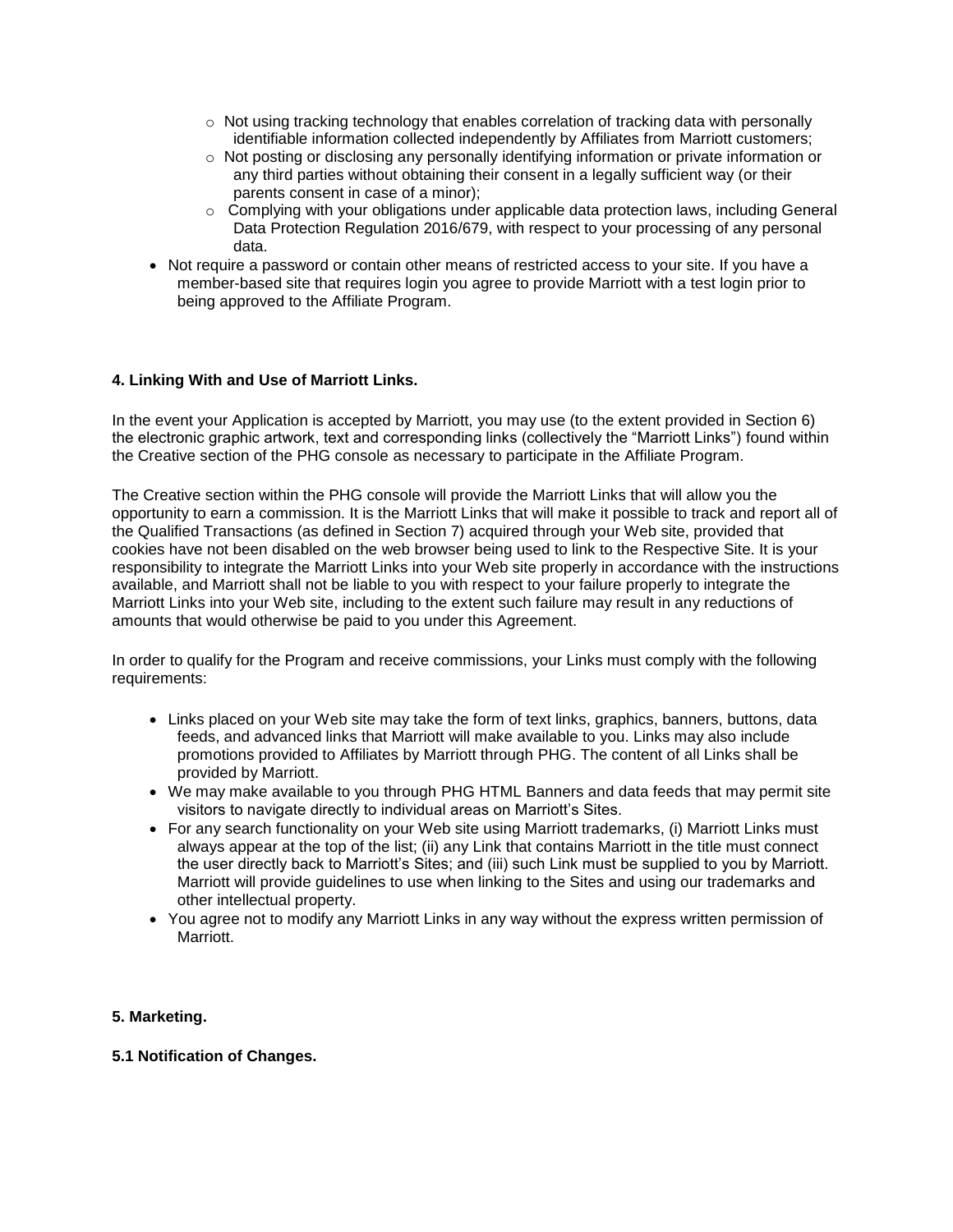- Not using tracking technology that enables correlation of tracking data with personally identifiable information collected independently by Affiliates from Marriott customers;
  - Not posting or disclosing any personally identifying information or private information or any third parties without obtaining their consent in a legally sufficient way (or their parents consent in case of a minor);
  - Complying with your obligations under applicable data protection laws, including General Data Protection Regulation 2016/679, with respect to your processing of any personal data.
- Not require a password or contain other means of restricted access to your site. If you have a member-based site that requires login you agree to provide Marriott with a test login prior to being approved to the Affiliate Program.

**4. Linking With and Use of Marriott Links.**

In the event your Application is accepted by Marriott, you may use (to the extent provided in Section 6) the electronic graphic artwork, text and corresponding links (collectively the "Marriott Links") found within the Creative section of the PHG console as necessary to participate in the Affiliate Program.

The Creative section within the PHG console will provide the Marriott Links that will allow you the opportunity to earn a commission. It is the Marriott Links that will make it possible to track and report all of the Qualified Transactions (as defined in Section 7) acquired through your Web site, provided that cookies have not been disabled on the web browser being used to link to the Respective Site. It is your responsibility to integrate the Marriott Links into your Web site properly in accordance with the instructions available, and Marriott shall not be liable to you with respect to your failure properly to integrate the Marriott Links into your Web site, including to the extent such failure may result in any reductions of amounts that would otherwise be paid to you under this Agreement.

In order to qualify for the Program and receive commissions, your Links must comply with the following requirements:

- Links placed on your Web site may take the form of text links, graphics, banners, buttons, data feeds, and advanced links that Marriott will make available to you. Links may also include promotions provided to Affiliates by Marriott through PHG. The content of all Links shall be provided by Marriott.
- We may make available to you through PHG HTML Banners and data feeds that may permit site visitors to navigate directly to individual areas on Marriott's Sites.
- For any search functionality on your Web site using Marriott trademarks, (i) Marriott Links must always appear at the top of the list; (ii) any Link that contains Marriott in the title must connect the user directly back to Marriott's Sites; and (iii) such Link must be supplied to you by Marriott. Marriott will provide guidelines to use when linking to the Sites and using our trademarks and other intellectual property.
- You agree not to modify any Marriott Links in any way without the express written permission of Marriott.

**5. Marketing.**

**5.1 Notification of Changes.**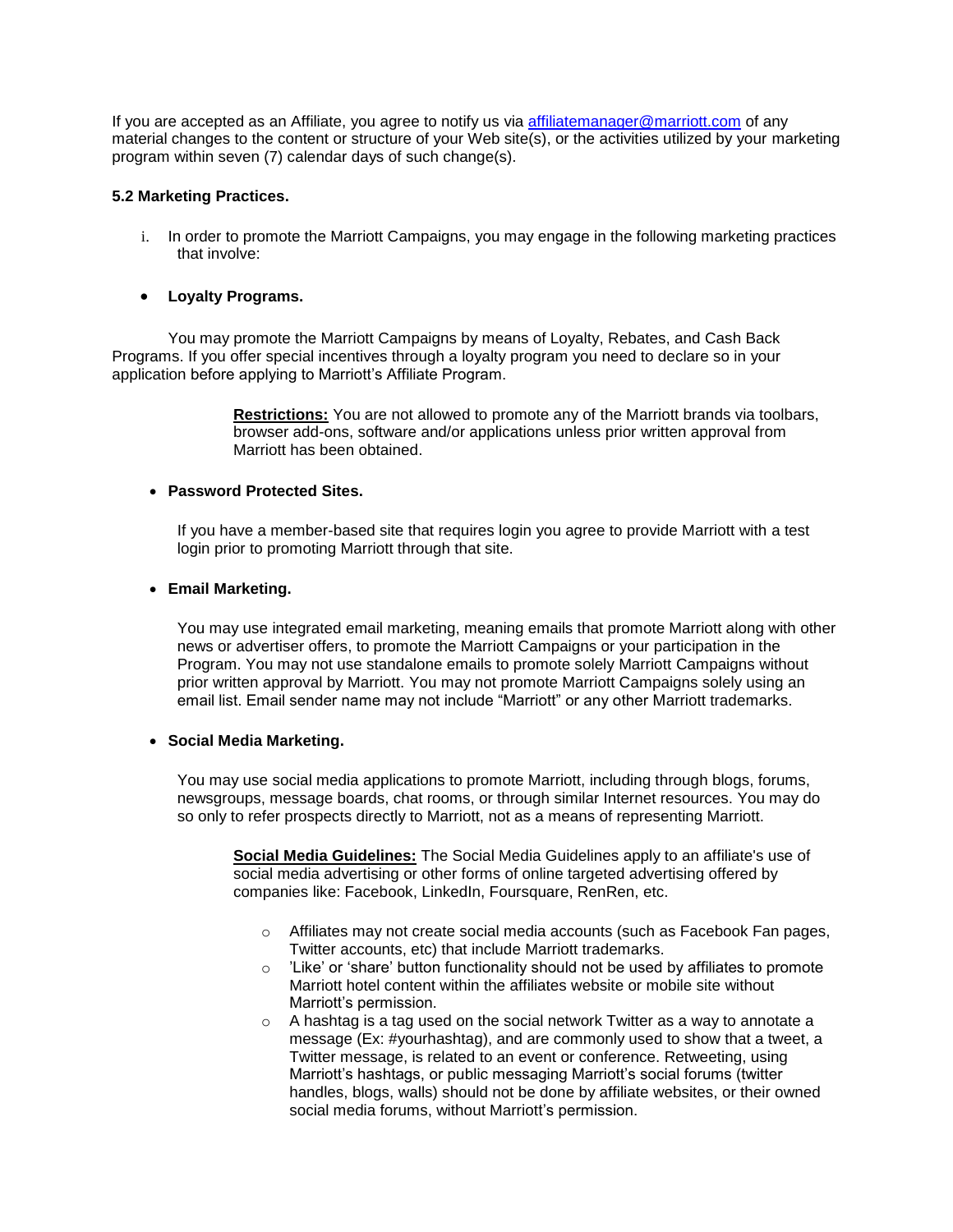If you are accepted as an Affiliate, you agree to notify us via [affiliatemanager@marriott.com](mailto:affiliatemanager@marriott.com) of any material changes to the content or structure of your Web site(s), or the activities utilized by your marketing program within seven (7) calendar days of such change(s).

**5.2 Marketing Practices.**

i. In order to promote the Marriott Campaigns, you may engage in the following marketing practices that involve:

- **Loyalty Programs.**

You may promote the Marriott Campaigns by means of Loyalty, Rebates, and Cash Back Programs. If you offer special incentives through a loyalty program you need to declare so in your application before applying to Marriott's Affiliate Program.

> **Restrictions:** You are not allowed to promote any of the Marriott brands via toolbars, browser add-ons, software and/or applications unless prior written approval from Marriott has been obtained.

- **Password Protected Sites.**

If you have a member-based site that requires login you agree to provide Marriott with a test login prior to promoting Marriott through that site.

- **Email Marketing.**

You may use integrated email marketing, meaning emails that promote Marriott along with other news or advertiser offers, to promote the Marriott Campaigns or your participation in the Program. You may not use standalone emails to promote solely Marriott Campaigns without prior written approval by Marriott. You may not promote Marriott Campaigns solely using an email list. Email sender name may not include "Marriott" or any other Marriott trademarks.

- **Social Media Marketing.**

You may use social media applications to promote Marriott, including through blogs, forums, newsgroups, message boards, chat rooms, or through similar Internet resources. You may do so only to refer prospects directly to Marriott, not as a means of representing Marriott.

> **Social Media Guidelines:** The Social Media Guidelines apply to an affiliate's use of social media advertising or other forms of online targeted advertising offered by companies like: Facebook, LinkedIn, Foursquare, RenRen, etc.
>
> - Affiliates may not create social media accounts (such as Facebook Fan pages, Twitter accounts, etc) that include Marriott trademarks.
> - 'Like' or 'share' button functionality should not be used by affiliates to promote Marriott hotel content within the affiliates website or mobile site without Marriott's permission.
> - A hashtag is a tag used on the social network Twitter as a way to annotate a message (Ex: #yourhashtag), and are commonly used to show that a tweet, a Twitter message, is related to an event or conference. Retweeting, using Marriott's hashtags, or public messaging Marriott's social forums (twitter handles, blogs, walls) should not be done by affiliate websites, or their owned social media forums, without Marriott's permission.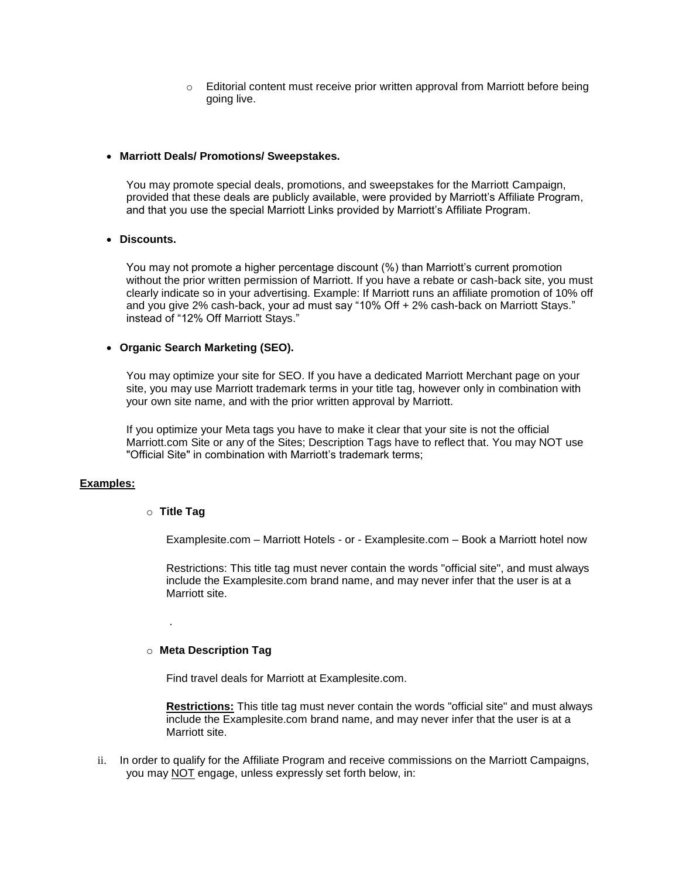- Editorial content must receive prior written approval from Marriott before being going live.

- **Marriott Deals/ Promotions/ Sweepstakes.**

  You may promote special deals, promotions, and sweepstakes for the Marriott Campaign, provided that these deals are publicly available, were provided by Marriott's Affiliate Program, and that you use the special Marriott Links provided by Marriott's Affiliate Program.

- **Discounts.**

  You may not promote a higher percentage discount (%) than Marriott's current promotion without the prior written permission of Marriott. If you have a rebate or cash-back site, you must clearly indicate so in your advertising. Example: If Marriott runs an affiliate promotion of 10% off and you give 2% cash-back, your ad must say "10% Off + 2% cash-back on Marriott Stays." instead of "12% Off Marriott Stays."

- **Organic Search Marketing (SEO).**

  You may optimize your site for SEO. If you have a dedicated Marriott Merchant page on your site, you may use Marriott trademark terms in your title tag, however only in combination with your own site name, and with the prior written approval by Marriott.

  If you optimize your Meta tags you have to make it clear that your site is not the official Marriott.com Site or any of the Sites; Description Tags have to reflect that. You may NOT use "Official Site" in combination with Marriott's trademark terms;

**Examples:**

- **Title Tag**

  Examplesite.com – Marriott Hotels - or - Examplesite.com – Book a Marriott hotel now

  Restrictions: This title tag must never contain the words "official site", and must always include the Examplesite.com brand name, and may never infer that the user is at a Marriott site.

  .

- **Meta Description Tag**

  Find travel deals for Marriott at Examplesite.com.

  **Restrictions:** This title tag must never contain the words "official site" and must always include the Examplesite.com brand name, and may never infer that the user is at a Marriott site.

ii. In order to qualify for the Affiliate Program and receive commissions on the Marriott Campaigns, you may NOT engage, unless expressly set forth below, in: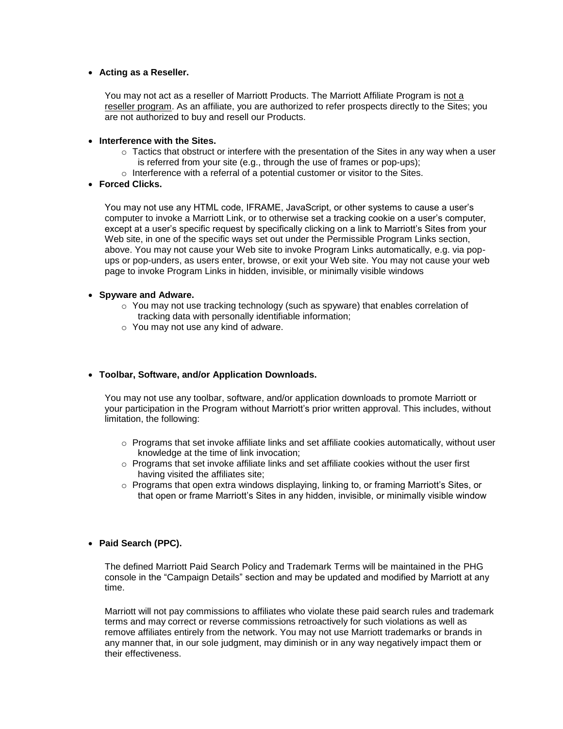- **Acting as a Reseller.**

  You may not act as a reseller of Marriott Products. The Marriott Affiliate Program is not a reseller program. As an affiliate, you are authorized to refer prospects directly to the Sites; you are not authorized to buy and resell our Products.

- **Interference with the Sites.**
  - Tactics that obstruct or interfere with the presentation of the Sites in any way when a user is referred from your site (e.g., through the use of frames or pop-ups);
  - Interference with a referral of a potential customer or visitor to the Sites.
- **Forced Clicks.**

  You may not use any HTML code, IFRAME, JavaScript, or other systems to cause a user's computer to invoke a Marriott Link, or to otherwise set a tracking cookie on a user's computer, except at a user's specific request by specifically clicking on a link to Marriott's Sites from your Web site, in one of the specific ways set out under the Permissible Program Links section, above. You may not cause your Web site to invoke Program Links automatically, e.g. via pop-ups or pop-unders, as users enter, browse, or exit your Web site. You may not cause your web page to invoke Program Links in hidden, invisible, or minimally visible windows

- **Spyware and Adware.**
  - You may not use tracking technology (such as spyware) that enables correlation of tracking data with personally identifiable information;
  - You may not use any kind of adware.

- **Toolbar, Software, and/or Application Downloads.**

  You may not use any toolbar, software, and/or application downloads to promote Marriott or your participation in the Program without Marriott's prior written approval. This includes, without limitation, the following:

  - Programs that set invoke affiliate links and set affiliate cookies automatically, without user knowledge at the time of link invocation;
  - Programs that set invoke affiliate links and set affiliate cookies without the user first having visited the affiliates site;
  - Programs that open extra windows displaying, linking to, or framing Marriott's Sites, or that open or frame Marriott's Sites in any hidden, invisible, or minimally visible window

- **Paid Search (PPC).**

  The defined Marriott Paid Search Policy and Trademark Terms will be maintained in the PHG console in the "Campaign Details" section and may be updated and modified by Marriott at any time.

  Marriott will not pay commissions to affiliates who violate these paid search rules and trademark terms and may correct or reverse commissions retroactively for such violations as well as remove affiliates entirely from the network. You may not use Marriott trademarks or brands in any manner that, in our sole judgment, may diminish or in any way negatively impact them or their effectiveness.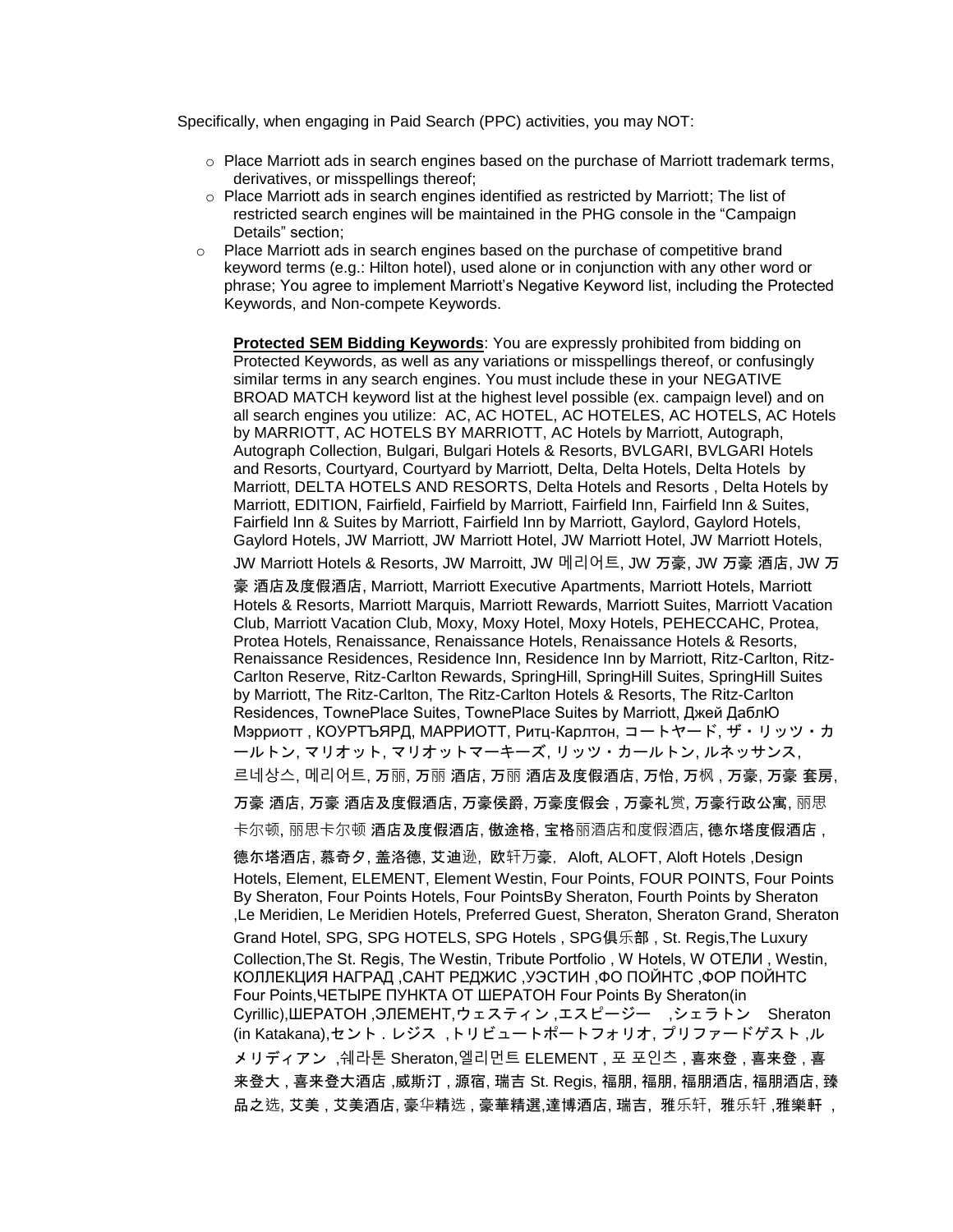Specifically, when engaging in Paid Search (PPC) activities, you may NOT:

- Place Marriott ads in search engines based on the purchase of Marriott trademark terms, derivatives, or misspellings thereof;
- Place Marriott ads in search engines identified as restricted by Marriott; The list of restricted search engines will be maintained in the PHG console in the "Campaign Details" section;
- Place Marriott ads in search engines based on the purchase of competitive brand keyword terms (e.g.: Hilton hotel), used alone or in conjunction with any other word or phrase; You agree to implement Marriott's Negative Keyword list, including the Protected Keywords, and Non-compete Keywords.

  **Protected SEM Bidding Keywords**: You are expressly prohibited from bidding on Protected Keywords, as well as any variations or misspellings thereof, or confusingly similar terms in any search engines. You must include these in your NEGATIVE BROAD MATCH keyword list at the highest level possible (ex. campaign level) and on all search engines you utilize: AC, AC HOTEL, AC HOTELES, AC HOTELS, AC Hotels by MARRIOTT, AC HOTELS BY MARRIOTT, AC Hotels by Marriott, Autograph, Autograph Collection, Bulgari, Bulgari Hotels & Resorts, BVLGARI, BVLGARI Hotels and Resorts, Courtyard, Courtyard by Marriott, Delta, Delta Hotels, Delta Hotels by Marriott, DELTA HOTELS AND RESORTS, Delta Hotels and Resorts , Delta Hotels by Marriott, EDITION, Fairfield, Fairfield by Marriott, Fairfield Inn, Fairfield Inn & Suites, Fairfield Inn & Suites by Marriott, Fairfield Inn by Marriott, Gaylord, Gaylord Hotels, Gaylord Hotels, JW Marriott, JW Marriott Hotel, JW Marriott Hotel, JW Marriott Hotels, JW Marriott Hotels & Resorts, JW Marroitt, JW 메리어트, JW 万豪, JW 万豪 酒店, JW 万豪 酒店及度假酒店, Marriott, Marriott Executive Apartments, Marriott Hotels, Marriott Hotels & Resorts, Marriott Marquis, Marriott Rewards, Marriott Suites, Marriott Vacation Club, Marriott Vacation Club, Moxy, Moxy Hotel, Moxy Hotels, PEHECCAHC, Protea, Protea Hotels, Renaissance, Renaissance Hotels, Renaissance Hotels & Resorts, Renaissance Residences, Residence Inn, Residence Inn by Marriott, Ritz-Carlton, Ritz-Carlton Reserve, Ritz-Carlton Rewards, SpringHill, SpringHill Suites, SpringHill Suites by Marriott, The Ritz-Carlton, The Ritz-Carlton Hotels & Resorts, The Ritz-Carlton Residences, TownePlace Suites, TownePlace Suites by Marriott, Джей ДаблЮ Мэрриотт , КОУРТЪЯРД, МАРРИОТТ, Ритц-Карлтон, コートヤード, ザ・リッツ・カールトン, マリオット, マリオットマーキーズ, リッツ・カールトン, ルネッサンス, 르네상스, 메리어트, 万丽, 万丽 酒店, 万丽 酒店及度假酒店, 万怡, 万枫 , 万豪, 万豪 套房, 万豪 酒店, 万豪 酒店及度假酒店, 万豪侯爵, 万豪度假会 , 万豪礼赏, 万豪行政公寓, 丽思卡尔顿, 丽思卡尔顿 酒店及度假酒店, 傲途格, 宝格丽酒店和度假酒店, 德尔塔度假酒店 , 德尔塔酒店, 慕奇夕, 盖洛德, 艾迪逊, 欧轩万豪, Aloft, ALOFT, Aloft Hotels ,Design Hotels, Element, ELEMENT, Element Westin, Four Points, FOUR POINTS, Four Points By Sheraton, Four Points Hotels, Four PointsBy Sheraton, Fourth Points by Sheraton ,Le Meridien, Le Meridien Hotels, Preferred Guest, Sheraton, Sheraton Grand, Sheraton Grand Hotel, SPG, SPG HOTELS, SPG Hotels , SPG俱乐部 , St. Regis,The Luxury Collection,The St. Regis, The Westin, Tribute Portfolio , W Hotels, W ОТЕЛИ , Westin, КОЛЛЕКЦИЯ НАГРАД ,САНТ РЕДЖИС ,УЭСТИН ,ФО ПОЙНТС ,ФОР ПОЙНТС Four Points,ЧЕТЫРЕ ПУНКТА ОТ ШЕРАТОН Four Points By Sheraton(in Cyrillic),ШЕРАТОН ,ЭЛЕМЕНТ,ウェスティン ,エスピージー ,シェラトン Sheraton (in Katakana),セント . レジス ,トリビュートポートフォリオ, プリファードゲスト ,ルメリディアン ,쉐라톤 Sheraton,엘리먼트 ELEMENT , 포 포인츠 , 喜來登 , 喜来登 , 喜来登大 , 喜来登大酒店 ,威斯汀 , 源宿, 瑞吉 St. Regis, 福朋, 福朋, 福朋酒店, 福朋酒店, 臻品之选, 艾美 , 艾美酒店, 豪华精选 , 豪華精選,達博酒店, 瑞吉, 雅乐轩, 雅乐轩 ,雅樂軒 ,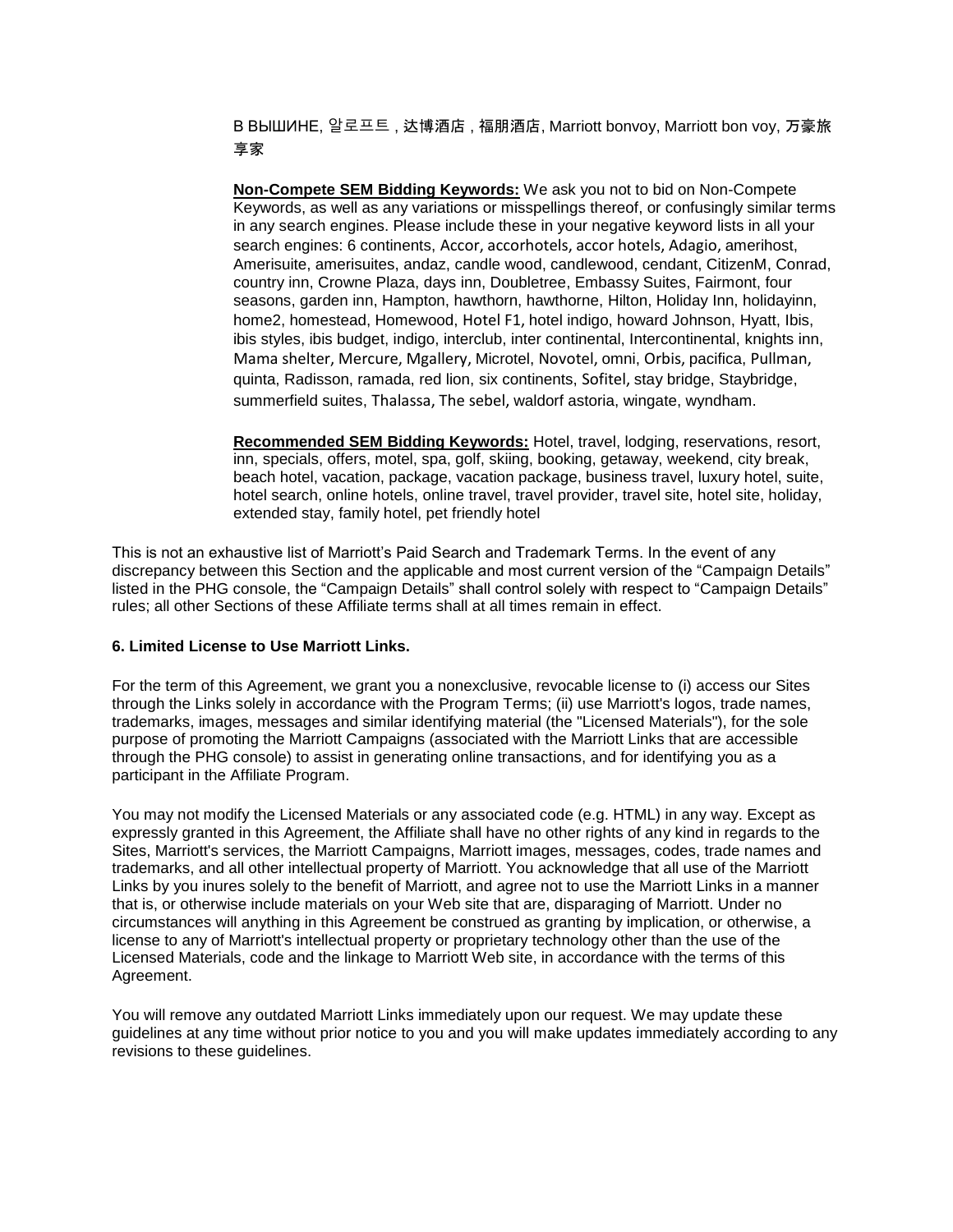В ВЫШИНЕ, 알로프트 , 达博酒店 , 福朋酒店, Marriott bonvoy, Marriott bon voy, 万豪旅享家

**Non-Compete SEM Bidding Keywords:** We ask you not to bid on Non-Compete Keywords, as well as any variations or misspellings thereof, or confusingly similar terms in any search engines. Please include these in your negative keyword lists in all your search engines: 6 continents, Accor, accorhotels, accor hotels, Adagio, amerihost, Amerisuite, amerisuites, andaz, candle wood, candlewood, cendant, CitizenM, Conrad, country inn, Crowne Plaza, days inn, Doubletree, Embassy Suites, Fairmont, four seasons, garden inn, Hampton, hawthorn, hawthorne, Hilton, Holiday Inn, holidayinn, home2, homestead, Homewood, Hotel F1, hotel indigo, howard Johnson, Hyatt, Ibis, ibis styles, ibis budget, indigo, interclub, inter continental, Intercontinental, knights inn, Mama shelter, Mercure, Mgallery, Microtel, Novotel, omni, Orbis, pacifica, Pullman, quinta, Radisson, ramada, red lion, six continents, Sofitel, stay bridge, Staybridge, summerfield suites, Thalassa, The sebel, waldorf astoria, wingate, wyndham.

**Recommended SEM Bidding Keywords:** Hotel, travel, lodging, reservations, resort, inn, specials, offers, motel, spa, golf, skiing, booking, getaway, weekend, city break, beach hotel, vacation, package, vacation package, business travel, luxury hotel, suite, hotel search, online hotels, online travel, travel provider, travel site, hotel site, holiday, extended stay, family hotel, pet friendly hotel

This is not an exhaustive list of Marriott's Paid Search and Trademark Terms. In the event of any discrepancy between this Section and the applicable and most current version of the "Campaign Details" listed in the PHG console, the "Campaign Details" shall control solely with respect to "Campaign Details" rules; all other Sections of these Affiliate terms shall at all times remain in effect.

**6. Limited License to Use Marriott Links.**

For the term of this Agreement, we grant you a nonexclusive, revocable license to (i) access our Sites through the Links solely in accordance with the Program Terms; (ii) use Marriott's logos, trade names, trademarks, images, messages and similar identifying material (the "Licensed Materials"), for the sole purpose of promoting the Marriott Campaigns (associated with the Marriott Links that are accessible through the PHG console) to assist in generating online transactions, and for identifying you as a participant in the Affiliate Program.

You may not modify the Licensed Materials or any associated code (e.g. HTML) in any way. Except as expressly granted in this Agreement, the Affiliate shall have no other rights of any kind in regards to the Sites, Marriott's services, the Marriott Campaigns, Marriott images, messages, codes, trade names and trademarks, and all other intellectual property of Marriott. You acknowledge that all use of the Marriott Links by you inures solely to the benefit of Marriott, and agree not to use the Marriott Links in a manner that is, or otherwise include materials on your Web site that are, disparaging of Marriott. Under no circumstances will anything in this Agreement be construed as granting by implication, or otherwise, a license to any of Marriott's intellectual property or proprietary technology other than the use of the Licensed Materials, code and the linkage to Marriott Web site, in accordance with the terms of this Agreement.

You will remove any outdated Marriott Links immediately upon our request. We may update these guidelines at any time without prior notice to you and you will make updates immediately according to any revisions to these guidelines.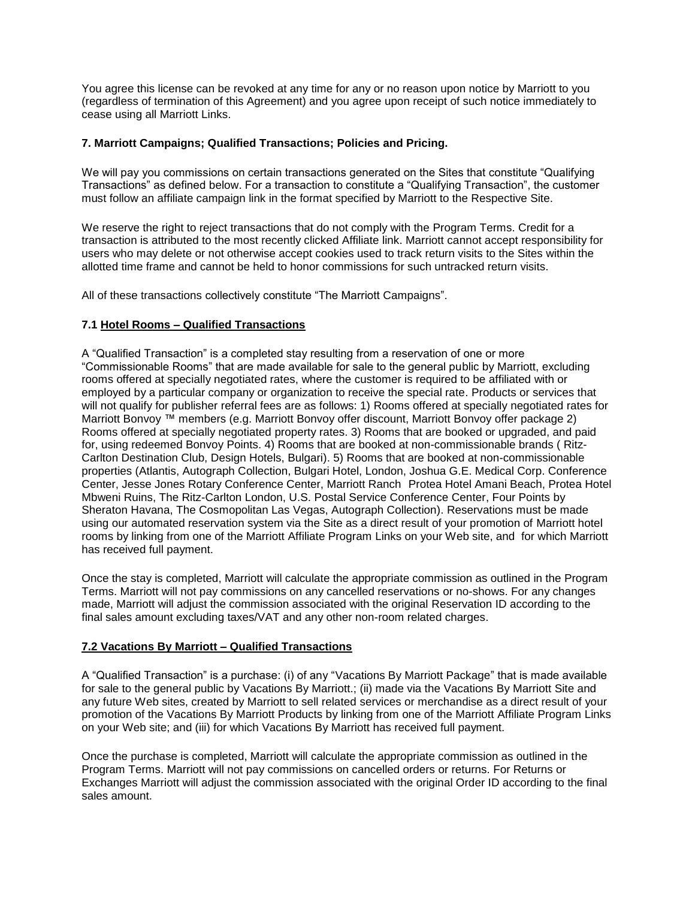You agree this license can be revoked at any time for any or no reason upon notice by Marriott to you (regardless of termination of this Agreement) and you agree upon receipt of such notice immediately to cease using all Marriott Links.

**7. Marriott Campaigns; Qualified Transactions; Policies and Pricing.**

We will pay you commissions on certain transactions generated on the Sites that constitute "Qualifying Transactions" as defined below. For a transaction to constitute a "Qualifying Transaction", the customer must follow an affiliate campaign link in the format specified by Marriott to the Respective Site.

We reserve the right to reject transactions that do not comply with the Program Terms. Credit for a transaction is attributed to the most recently clicked Affiliate link. Marriott cannot accept responsibility for users who may delete or not otherwise accept cookies used to track return visits to the Sites within the allotted time frame and cannot be held to honor commissions for such untracked return visits.

All of these transactions collectively constitute "The Marriott Campaigns".

**7.1 <u>Hotel Rooms – Qualified Transactions</u>**

A "Qualified Transaction" is a completed stay resulting from a reservation of one or more "Commissionable Rooms" that are made available for sale to the general public by Marriott, excluding rooms offered at specially negotiated rates, where the customer is required to be affiliated with or employed by a particular company or organization to receive the special rate. Products or services that will not qualify for publisher referral fees are as follows: 1) Rooms offered at specially negotiated rates for Marriott Bonvoy ™ members (e.g. Marriott Bonvoy offer discount, Marriott Bonvoy offer package 2) Rooms offered at specially negotiated property rates. 3) Rooms that are booked or upgraded, and paid for, using redeemed Bonvoy Points. 4) Rooms that are booked at non-commissionable brands ( Ritz-Carlton Destination Club, Design Hotels, Bulgari). 5) Rooms that are booked at non-commissionable properties (Atlantis, Autograph Collection, Bulgari Hotel, London, Joshua G.E. Medical Corp. Conference Center, Jesse Jones Rotary Conference Center, Marriott Ranch Protea Hotel Amani Beach, Protea Hotel Mbweni Ruins, The Ritz-Carlton London, U.S. Postal Service Conference Center, Four Points by Sheraton Havana, The Cosmopolitan Las Vegas, Autograph Collection). Reservations must be made using our automated reservation system via the Site as a direct result of your promotion of Marriott hotel rooms by linking from one of the Marriott Affiliate Program Links on your Web site, and for which Marriott has received full payment.

Once the stay is completed, Marriott will calculate the appropriate commission as outlined in the Program Terms. Marriott will not pay commissions on any cancelled reservations or no-shows. For any changes made, Marriott will adjust the commission associated with the original Reservation ID according to the final sales amount excluding taxes/VAT and any other non-room related charges.

**<u>7.2 Vacations By Marriott – Qualified Transactions</u>**

A "Qualified Transaction" is a purchase: (i) of any "Vacations By Marriott Package" that is made available for sale to the general public by Vacations By Marriott.; (ii) made via the Vacations By Marriott Site and any future Web sites, created by Marriott to sell related services or merchandise as a direct result of your promotion of the Vacations By Marriott Products by linking from one of the Marriott Affiliate Program Links on your Web site; and (iii) for which Vacations By Marriott has received full payment.

Once the purchase is completed, Marriott will calculate the appropriate commission as outlined in the Program Terms. Marriott will not pay commissions on cancelled orders or returns. For Returns or Exchanges Marriott will adjust the commission associated with the original Order ID according to the final sales amount.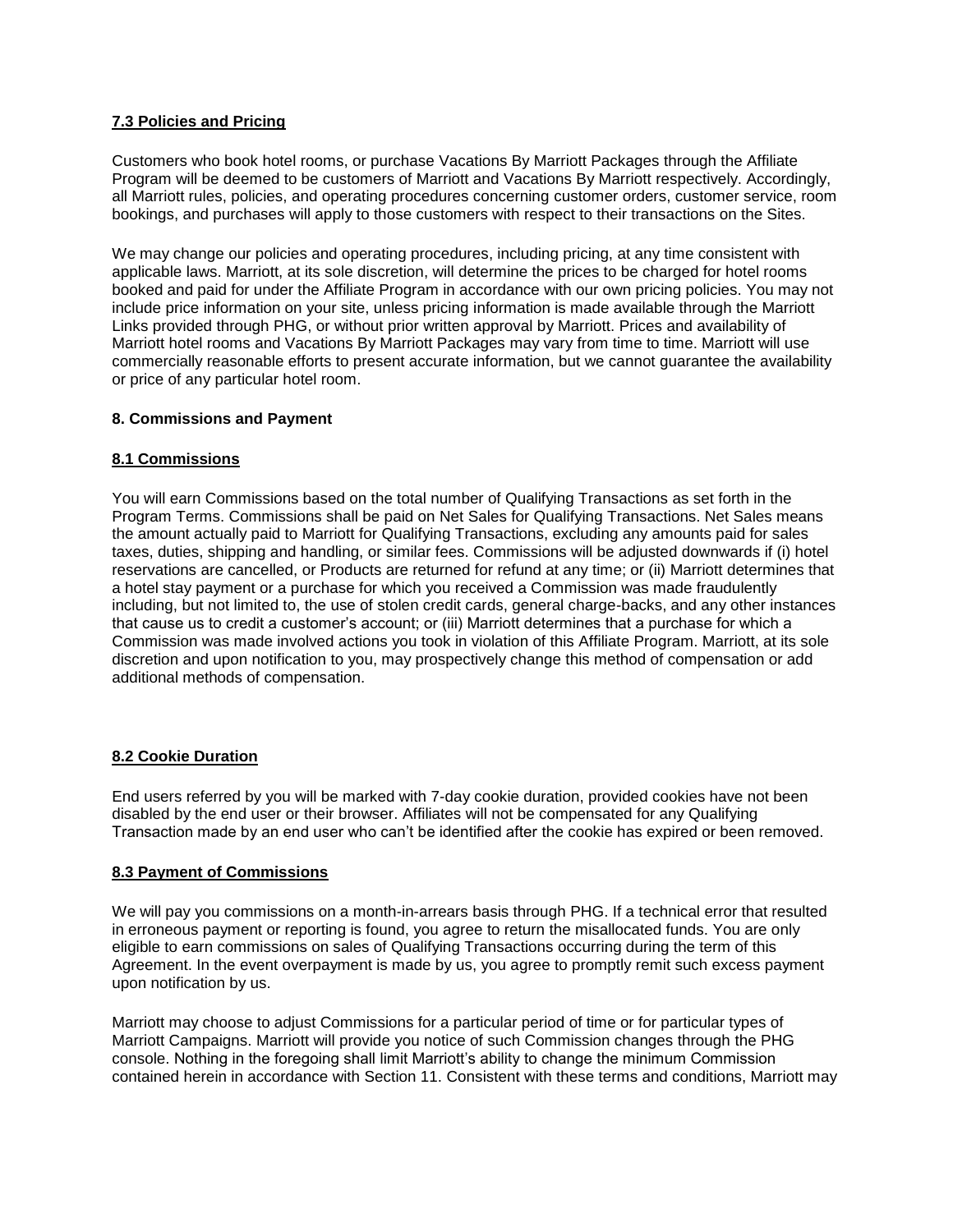### 7.3 Policies and Pricing

Customers who book hotel rooms, or purchase Vacations By Marriott Packages through the Affiliate Program will be deemed to be customers of Marriott and Vacations By Marriott respectively. Accordingly, all Marriott rules, policies, and operating procedures concerning customer orders, customer service, room bookings, and purchases will apply to those customers with respect to their transactions on the Sites.

We may change our policies and operating procedures, including pricing, at any time consistent with applicable laws. Marriott, at its sole discretion, will determine the prices to be charged for hotel rooms booked and paid for under the Affiliate Program in accordance with our own pricing policies. You may not include price information on your site, unless pricing information is made available through the Marriott Links provided through PHG, or without prior written approval by Marriott. Prices and availability of Marriott hotel rooms and Vacations By Marriott Packages may vary from time to time. Marriott will use commercially reasonable efforts to present accurate information, but we cannot guarantee the availability or price of any particular hotel room.

## 8. Commissions and Payment

### 8.1 Commissions

You will earn Commissions based on the total number of Qualifying Transactions as set forth in the Program Terms. Commissions shall be paid on Net Sales for Qualifying Transactions. Net Sales means the amount actually paid to Marriott for Qualifying Transactions, excluding any amounts paid for sales taxes, duties, shipping and handling, or similar fees. Commissions will be adjusted downwards if (i) hotel reservations are cancelled, or Products are returned for refund at any time; or (ii) Marriott determines that a hotel stay payment or a purchase for which you received a Commission was made fraudulently including, but not limited to, the use of stolen credit cards, general charge-backs, and any other instances that cause us to credit a customer's account; or (iii) Marriott determines that a purchase for which a Commission was made involved actions you took in violation of this Affiliate Program. Marriott, at its sole discretion and upon notification to you, may prospectively change this method of compensation or add additional methods of compensation.

### 8.2 Cookie Duration

End users referred by you will be marked with 7-day cookie duration, provided cookies have not been disabled by the end user or their browser. Affiliates will not be compensated for any Qualifying Transaction made by an end user who can't be identified after the cookie has expired or been removed.

### 8.3 Payment of Commissions

We will pay you commissions on a month-in-arrears basis through PHG. If a technical error that resulted in erroneous payment or reporting is found, you agree to return the misallocated funds. You are only eligible to earn commissions on sales of Qualifying Transactions occurring during the term of this Agreement. In the event overpayment is made by us, you agree to promptly remit such excess payment upon notification by us.

Marriott may choose to adjust Commissions for a particular period of time or for particular types of Marriott Campaigns. Marriott will provide you notice of such Commission changes through the PHG console. Nothing in the foregoing shall limit Marriott's ability to change the minimum Commission contained herein in accordance with Section 11. Consistent with these terms and conditions, Marriott may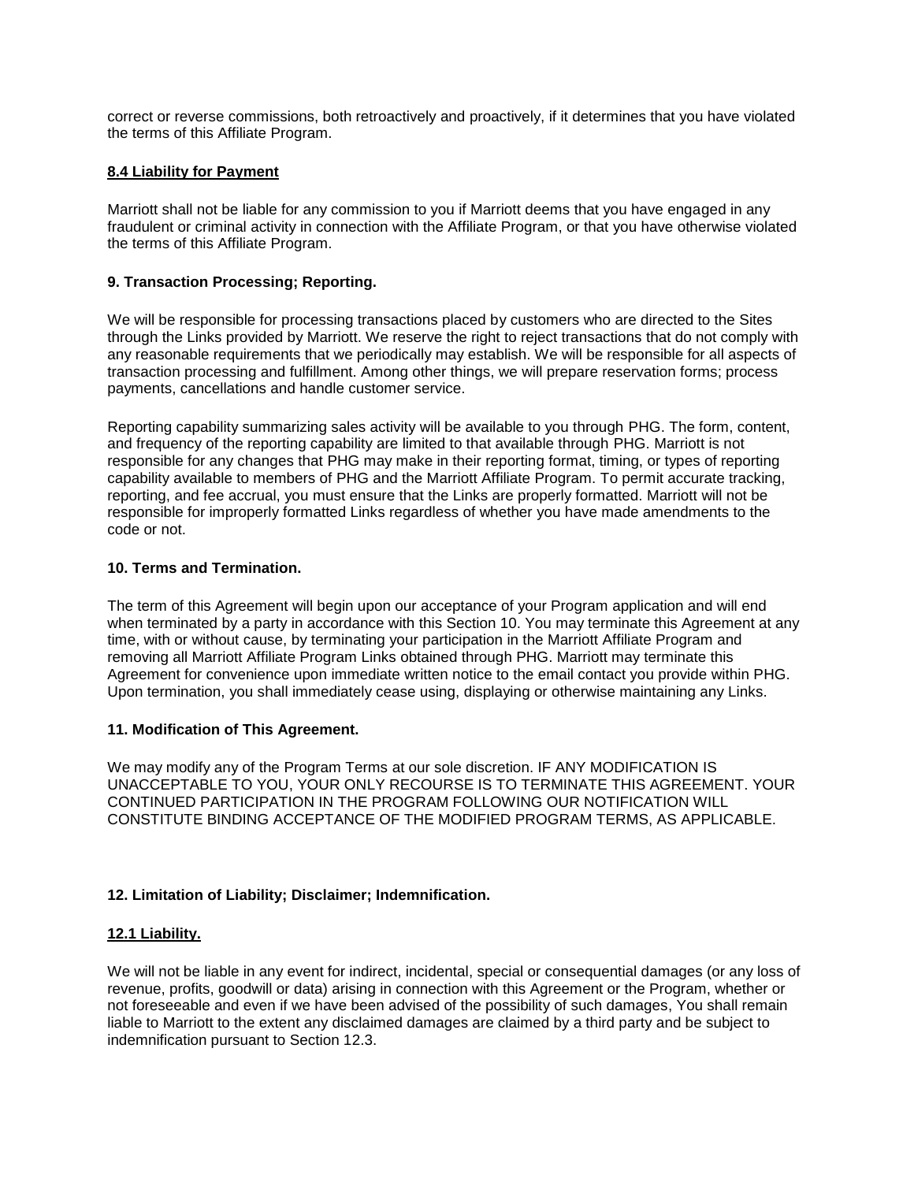correct or reverse commissions, both retroactively and proactively, if it determines that you have violated the terms of this Affiliate Program.

### 8.4 Liability for Payment

Marriott shall not be liable for any commission to you if Marriott deems that you have engaged in any fraudulent or criminal activity in connection with the Affiliate Program, or that you have otherwise violated the terms of this Affiliate Program.

## 9. Transaction Processing; Reporting.

We will be responsible for processing transactions placed by customers who are directed to the Sites through the Links provided by Marriott. We reserve the right to reject transactions that do not comply with any reasonable requirements that we periodically may establish. We will be responsible for all aspects of transaction processing and fulfillment. Among other things, we will prepare reservation forms; process payments, cancellations and handle customer service.

Reporting capability summarizing sales activity will be available to you through PHG. The form, content, and frequency of the reporting capability are limited to that available through PHG. Marriott is not responsible for any changes that PHG may make in their reporting format, timing, or types of reporting capability available to members of PHG and the Marriott Affiliate Program. To permit accurate tracking, reporting, and fee accrual, you must ensure that the Links are properly formatted. Marriott will not be responsible for improperly formatted Links regardless of whether you have made amendments to the code or not.

## 10. Terms and Termination.

The term of this Agreement will begin upon our acceptance of your Program application and will end when terminated by a party in accordance with this Section 10. You may terminate this Agreement at any time, with or without cause, by terminating your participation in the Marriott Affiliate Program and removing all Marriott Affiliate Program Links obtained through PHG. Marriott may terminate this Agreement for convenience upon immediate written notice to the email contact you provide within PHG. Upon termination, you shall immediately cease using, displaying or otherwise maintaining any Links.

## 11. Modification of This Agreement.

We may modify any of the Program Terms at our sole discretion. IF ANY MODIFICATION IS UNACCEPTABLE TO YOU, YOUR ONLY RECOURSE IS TO TERMINATE THIS AGREEMENT. YOUR CONTINUED PARTICIPATION IN THE PROGRAM FOLLOWING OUR NOTIFICATION WILL CONSTITUTE BINDING ACCEPTANCE OF THE MODIFIED PROGRAM TERMS, AS APPLICABLE.

## 12. Limitation of Liability; Disclaimer; Indemnification.

### 12.1 Liability.

We will not be liable in any event for indirect, incidental, special or consequential damages (or any loss of revenue, profits, goodwill or data) arising in connection with this Agreement or the Program, whether or not foreseeable and even if we have been advised of the possibility of such damages, You shall remain liable to Marriott to the extent any disclaimed damages are claimed by a third party and be subject to indemnification pursuant to Section 12.3.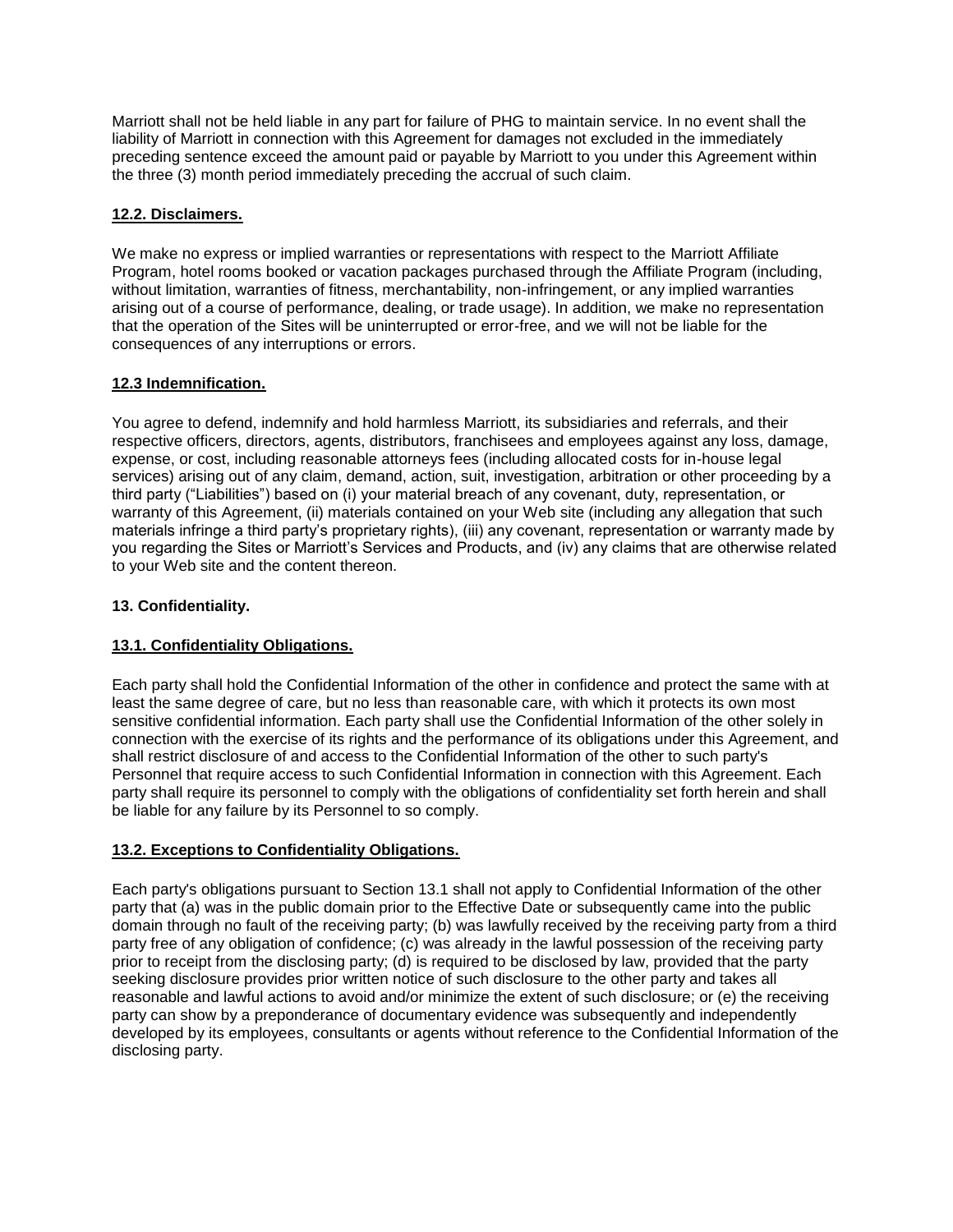Marriott shall not be held liable in any part for failure of PHG to maintain service. In no event shall the liability of Marriott in connection with this Agreement for damages not excluded in the immediately preceding sentence exceed the amount paid or payable by Marriott to you under this Agreement within the three (3) month period immediately preceding the accrual of such claim.

### 12.2. Disclaimers.

We make no express or implied warranties or representations with respect to the Marriott Affiliate Program, hotel rooms booked or vacation packages purchased through the Affiliate Program (including, without limitation, warranties of fitness, merchantability, non-infringement, or any implied warranties arising out of a course of performance, dealing, or trade usage). In addition, we make no representation that the operation of the Sites will be uninterrupted or error-free, and we will not be liable for the consequences of any interruptions or errors.

### 12.3 Indemnification.

You agree to defend, indemnify and hold harmless Marriott, its subsidiaries and referrals, and their respective officers, directors, agents, distributors, franchisees and employees against any loss, damage, expense, or cost, including reasonable attorneys fees (including allocated costs for in-house legal services) arising out of any claim, demand, action, suit, investigation, arbitration or other proceeding by a third party ("Liabilities") based on (i) your material breach of any covenant, duty, representation, or warranty of this Agreement, (ii) materials contained on your Web site (including any allegation that such materials infringe a third party's proprietary rights), (iii) any covenant, representation or warranty made by you regarding the Sites or Marriott's Services and Products, and (iv) any claims that are otherwise related to your Web site and the content thereon.

## 13. Confidentiality.

### 13.1. Confidentiality Obligations.

Each party shall hold the Confidential Information of the other in confidence and protect the same with at least the same degree of care, but no less than reasonable care, with which it protects its own most sensitive confidential information. Each party shall use the Confidential Information of the other solely in connection with the exercise of its rights and the performance of its obligations under this Agreement, and shall restrict disclosure of and access to the Confidential Information of the other to such party's Personnel that require access to such Confidential Information in connection with this Agreement. Each party shall require its personnel to comply with the obligations of confidentiality set forth herein and shall be liable for any failure by its Personnel to so comply.

### 13.2. Exceptions to Confidentiality Obligations.

Each party's obligations pursuant to Section 13.1 shall not apply to Confidential Information of the other party that (a) was in the public domain prior to the Effective Date or subsequently came into the public domain through no fault of the receiving party; (b) was lawfully received by the receiving party from a third party free of any obligation of confidence; (c) was already in the lawful possession of the receiving party prior to receipt from the disclosing party; (d) is required to be disclosed by law, provided that the party seeking disclosure provides prior written notice of such disclosure to the other party and takes all reasonable and lawful actions to avoid and/or minimize the extent of such disclosure; or (e) the receiving party can show by a preponderance of documentary evidence was subsequently and independently developed by its employees, consultants or agents without reference to the Confidential Information of the disclosing party.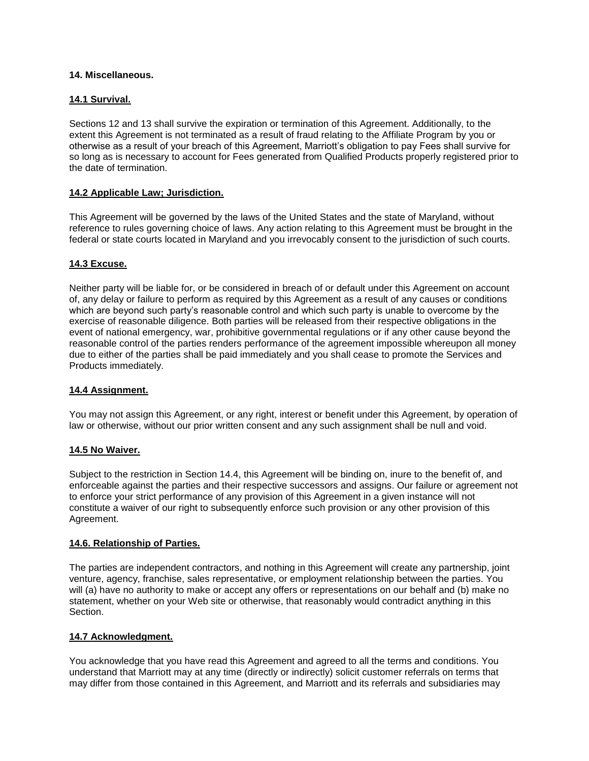## 14. Miscellaneous.

### 14.1 Survival.

Sections 12 and 13 shall survive the expiration or termination of this Agreement. Additionally, to the extent this Agreement is not terminated as a result of fraud relating to the Affiliate Program by you or otherwise as a result of your breach of this Agreement, Marriott's obligation to pay Fees shall survive for so long as is necessary to account for Fees generated from Qualified Products properly registered prior to the date of termination.

### 14.2 Applicable Law; Jurisdiction.

This Agreement will be governed by the laws of the United States and the state of Maryland, without reference to rules governing choice of laws. Any action relating to this Agreement must be brought in the federal or state courts located in Maryland and you irrevocably consent to the jurisdiction of such courts.

### 14.3 Excuse.

Neither party will be liable for, or be considered in breach of or default under this Agreement on account of, any delay or failure to perform as required by this Agreement as a result of any causes or conditions which are beyond such party's reasonable control and which such party is unable to overcome by the exercise of reasonable diligence. Both parties will be released from their respective obligations in the event of national emergency, war, prohibitive governmental regulations or if any other cause beyond the reasonable control of the parties renders performance of the agreement impossible whereupon all money due to either of the parties shall be paid immediately and you shall cease to promote the Services and Products immediately.

### 14.4 Assignment.

You may not assign this Agreement, or any right, interest or benefit under this Agreement, by operation of law or otherwise, without our prior written consent and any such assignment shall be null and void.

### 14.5 No Waiver.

Subject to the restriction in Section 14.4, this Agreement will be binding on, inure to the benefit of, and enforceable against the parties and their respective successors and assigns. Our failure or agreement not to enforce your strict performance of any provision of this Agreement in a given instance will not constitute a waiver of our right to subsequently enforce such provision or any other provision of this Agreement.

### 14.6. Relationship of Parties.

The parties are independent contractors, and nothing in this Agreement will create any partnership, joint venture, agency, franchise, sales representative, or employment relationship between the parties. You will (a) have no authority to make or accept any offers or representations on our behalf and (b) make no statement, whether on your Web site or otherwise, that reasonably would contradict anything in this Section.

### 14.7 Acknowledgment.

You acknowledge that you have read this Agreement and agreed to all the terms and conditions. You understand that Marriott may at any time (directly or indirectly) solicit customer referrals on terms that may differ from those contained in this Agreement, and Marriott and its referrals and subsidiaries may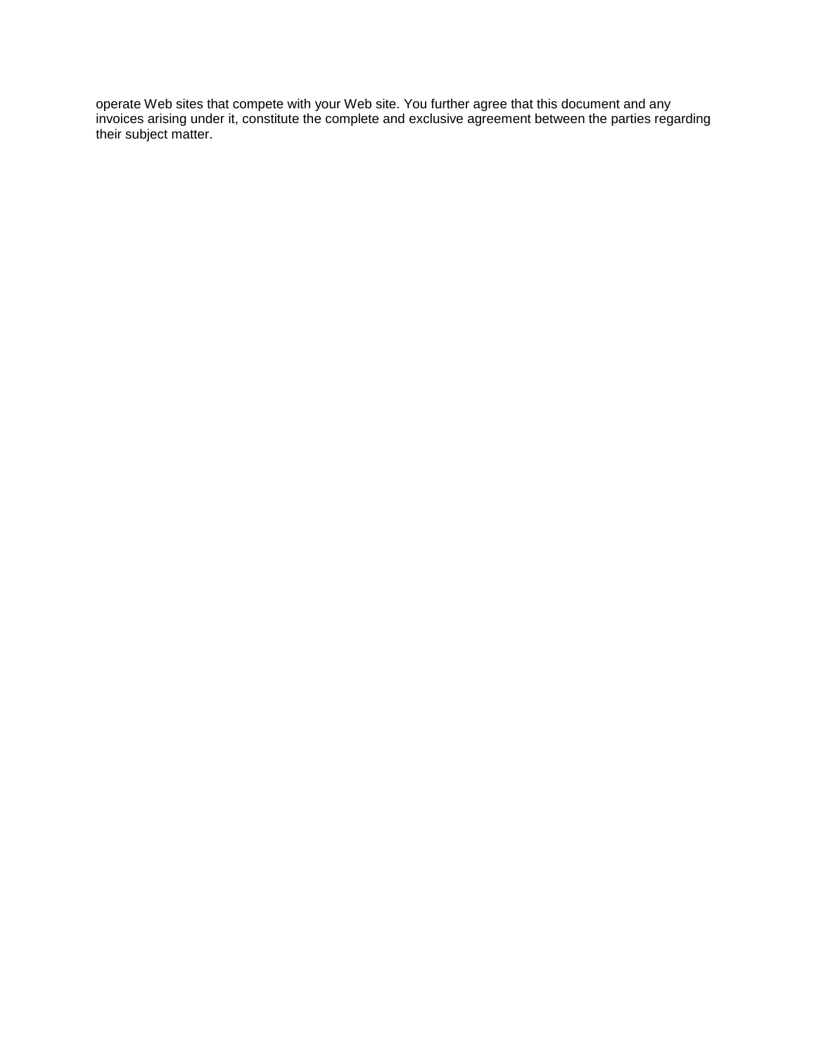operate Web sites that compete with your Web site. You further agree that this document and any invoices arising under it, constitute the complete and exclusive agreement between the parties regarding their subject matter.